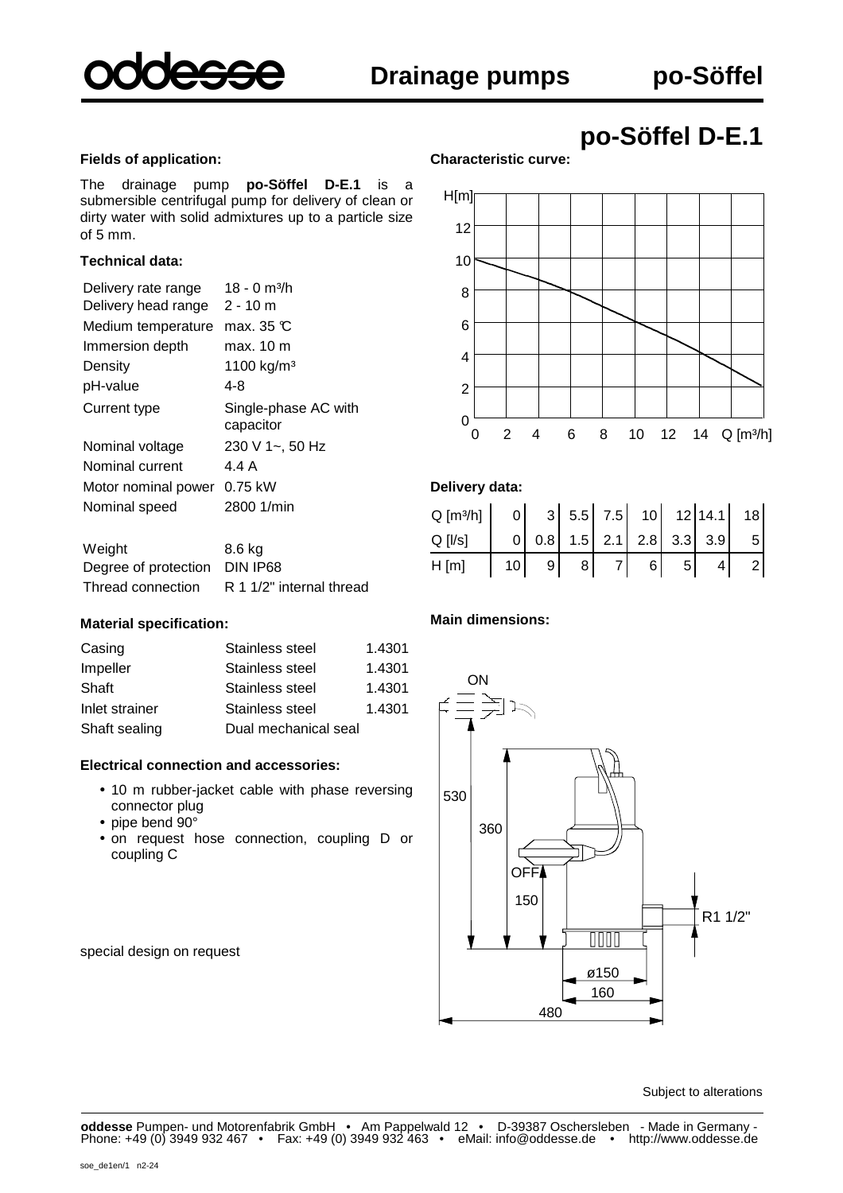# oddesse Drainage pumps po-Söffel

## po-Söffel D-E.1

### Fields of application:

The drainage pump **po-Söffel D-E.1** is a submersible centrifugal pump for delivery of clean or dirty water with solid admixtures up to a particle size of 5 mm.

### Technical data:

| | |
|---|---|
| Delivery rate range | 18 - 0 m³/h |
| Delivery head range | 2 - 10 m |
| Medium temperature | max. 35 °C |
| Immersion depth | max. 10 m |
| Density | 1100 kg/m³ |
| pH-value | 4-8 |
| Current type | Single-phase AC with capacitor |
| Nominal voltage | 230 V 1~, 50 Hz |
| Nominal current | 4.4 A |
| Motor nominal power | 0.75 kW |
| Nominal speed | 2800 1/min |
| Weight | 8.6 kg |
| Degree of protection | DIN IP68 |
| Thread connection | R 1 1/2" internal thread |

### Material specification:

| | | |
|---|---|---|
| Casing | Stainless steel | 1.4301 |
| Impeller | Stainless steel | 1.4301 |
| Shaft | Stainless steel | 1.4301 |
| Inlet strainer | Stainless steel | 1.4301 |
| Shaft sealing | Dual mechanical seal | |

### Electrical connection and accessories:

- 10 m rubber-jacket cable with phase reversing connector plug
- pipe bend 90°
- on request hose connection, coupling D or coupling C

special design on request

### Characteristic curve:

H[m]
0
2
4
6
8
10
12
0 2 4 6 8 10 12 14 Q [m³/h]

### Delivery data:

| Q [m³/h] | 0 | 3 | 5.5 | 7.5 | 10 | 12 | 14.1 | 18 |
|---|---|---|---|---|---|---|---|---|
| Q [l/s] | 0 | 0.8 | 1.5 | 2.1 | 2.8 | 3.3 | 3.9 | 5 |
| H [m] | 10 | 9 | 8 | 7 | 6 | 5 | 4 | 2 |

### Main dimensions:

ON
530
360
OFF
150
R1 1/2"
ø150
160
480

Subject to alterations

**oddesse** Pumpen- und Motorenfabrik GmbH • Am Pappelwald 12 • D-39387 Oschersleben - Made in Germany -
Phone: +49 (0) 3949 932 467 • Fax: +49 (0) 3949 932 463 • eMail: info@oddesse.de • http://www.oddesse.de

soe_de1en/1 n2-24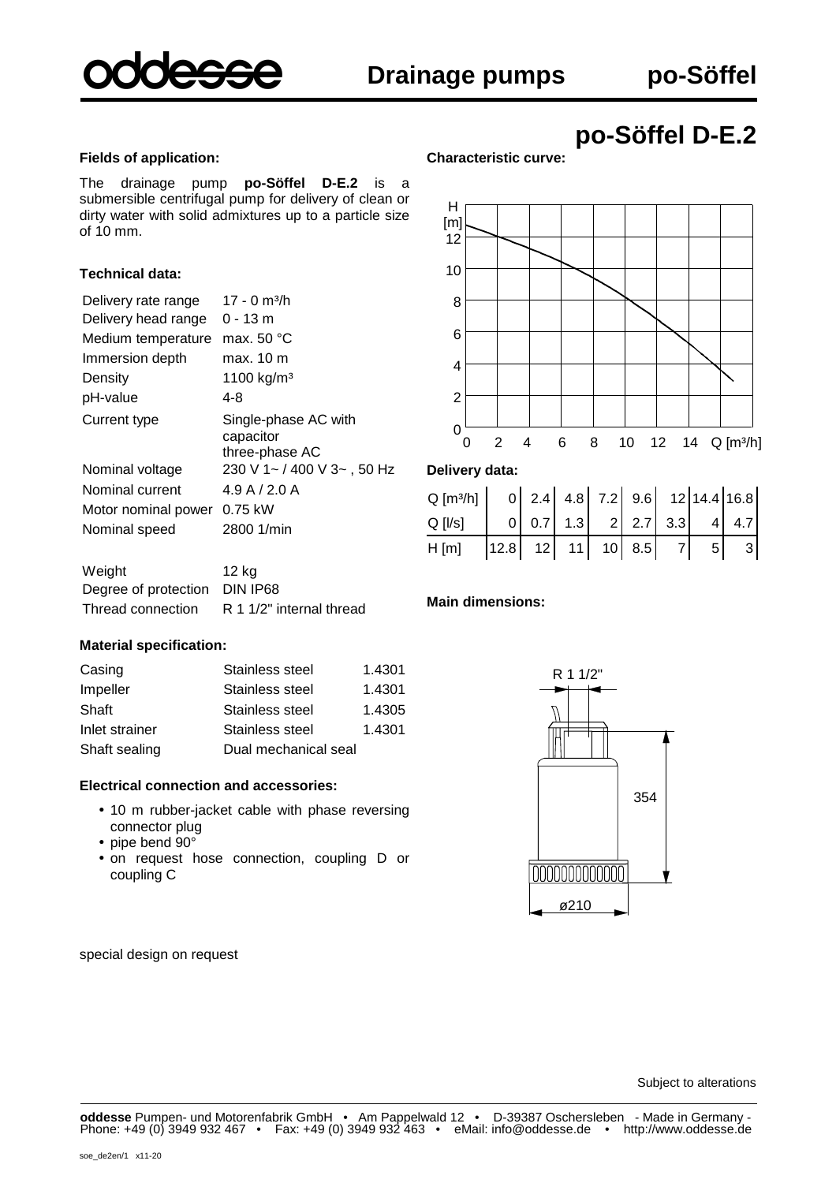# po-Söffel D-E.2

## Fields of application:

The drainage pump **po-Söffel D-E.2** is a submersible centrifugal pump for delivery of clean or dirty water with solid admixtures up to a particle size of 10 mm.

## Technical data:

| | |
|---|---|
| Delivery rate range | 17 - 0 m³/h |
| Delivery head range | 0 - 13 m |
| Medium temperature | max. 50 °C |
| Immersion depth | max. 10 m |
| Density | 1100 kg/m³ |
| pH-value | 4-8 |
| Current type | Single-phase AC with capacitor three-phase AC |
| Nominal voltage | 230 V 1~ / 400 V 3~ , 50 Hz |
| Nominal current | 4.9 A / 2.0 A |
| Motor nominal power | 0.75 kW |
| Nominal speed | 2800 1/min |
| Weight | 12 kg |
| Degree of protection | DIN IP68 |
| Thread connection | R 1 1/2" internal thread |

## Material specification:

| | | |
|---|---|---|
| Casing | Stainless steel | 1.4301 |
| Impeller | Stainless steel | 1.4301 |
| Shaft | Stainless steel | 1.4305 |
| Inlet strainer | Stainless steel | 1.4301 |
| Shaft sealing | Dual mechanical seal | |

## Electrical connection and accessories:

- 10 m rubber-jacket cable with phase reversing connector plug
- pipe bend 90°
- on request hose connection, coupling D or coupling C

special design on request

## Characteristic curve:

H [m]
12
10
8
6
4
2
0
0 2 4 6 8 10 12 14 Q [m³/h]

## Delivery data:

| Q [m³/h] | 0 | 2.4 | 4.8 | 7.2 | 9.6 | 12 | 14.4 | 16.8 |
|---|---|---|---|---|---|---|---|---|
| Q [l/s] | 0 | 0.7 | 1.3 | 2 | 2.7 | 3.3 | 4 | 4.7 |
| H [m] | 12.8 | 12 | 11 | 10 | 8.5 | 7 | 5 | 3 |

## Main dimensions:

R 1 1/2"
354
ø210

Subject to alterations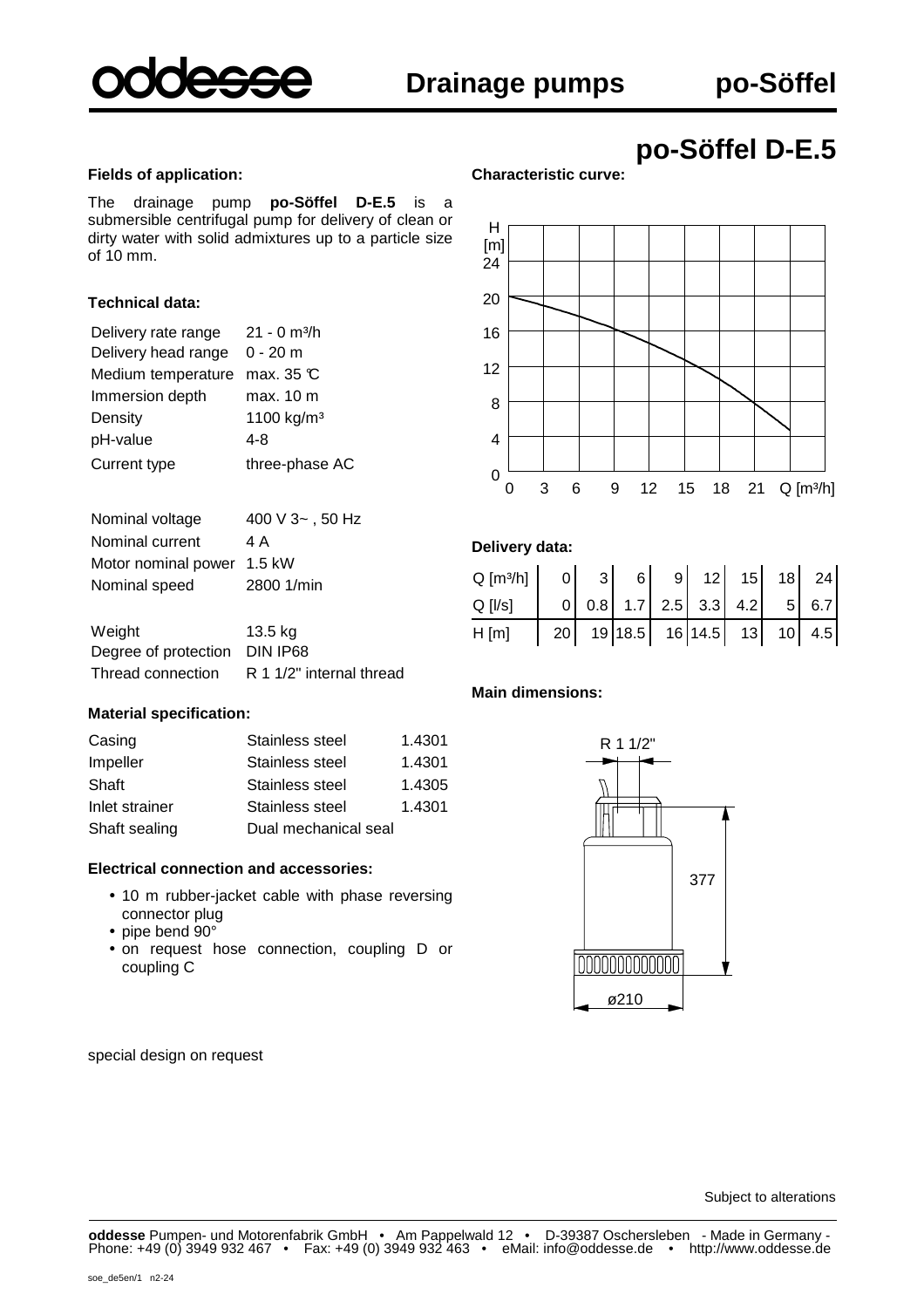# po-Söffel D-E.5

### Fields of application:

The drainage pump **po-Söffel D-E.5** is a submersible centrifugal pump for delivery of clean or dirty water with solid admixtures up to a particle size of 10 mm.

### Technical data:

| | |
|---|---|
| Delivery rate range | 21 - 0 m³/h |
| Delivery head range | 0 - 20 m |
| Medium temperature | max. 35 °C |
| Immersion depth | max. 10 m |
| Density | 1100 kg/m³ |
| pH-value | 4-8 |
| Current type | three-phase AC |
| | |
| Nominal voltage | 400 V 3~ , 50 Hz |
| Nominal current | 4 A |
| Motor nominal power | 1.5 kW |
| Nominal speed | 2800 1/min |
| | |
| Weight | 13.5 kg |
| Degree of protection | DIN IP68 |
| Thread connection | R 1 1/2" internal thread |

### Material specification:

| | | |
|---|---|---|
| Casing | Stainless steel | 1.4301 |
| Impeller | Stainless steel | 1.4301 |
| Shaft | Stainless steel | 1.4305 |
| Inlet strainer | Stainless steel | 1.4301 |
| Shaft sealing | Dual mechanical seal | |

### Electrical connection and accessories:

- 10 m rubber-jacket cable with phase reversing connector plug
- pipe bend 90°
- on request hose connection, coupling D or coupling C

special design on request

### Characteristic curve:

H [m]
24
20
16
12
8
4
0
0 3 6 9 12 15 18 21 Q [m³/h]

### Delivery data:

| Q [m³/h] | 0 | 3 | 6 | 9 | 12 | 15 | 18 | 24 |
|---|---|---|---|---|---|---|---|---|
| Q [l/s] | 0 | 0.8 | 1.7 | 2.5 | 3.3 | 4.2 | 5 | 6.7 |
| H [m] | 20 | 19 | 18.5 | 16 | 14.5 | 13 | 10 | 4.5 |

### Main dimensions:

R 1 1/2"
377
ø210

Subject to alterations

**oddesse** Pumpen- und Motorenfabrik GmbH • Am Pappelwald 12 • D-39387 Oschersleben - Made in Germany -
Phone: +49 (0) 3949 932 467 • Fax: +49 (0) 3949 932 463 • eMail: info@oddesse.de • http://www.oddesse.de

soe_de5en/1 n2-24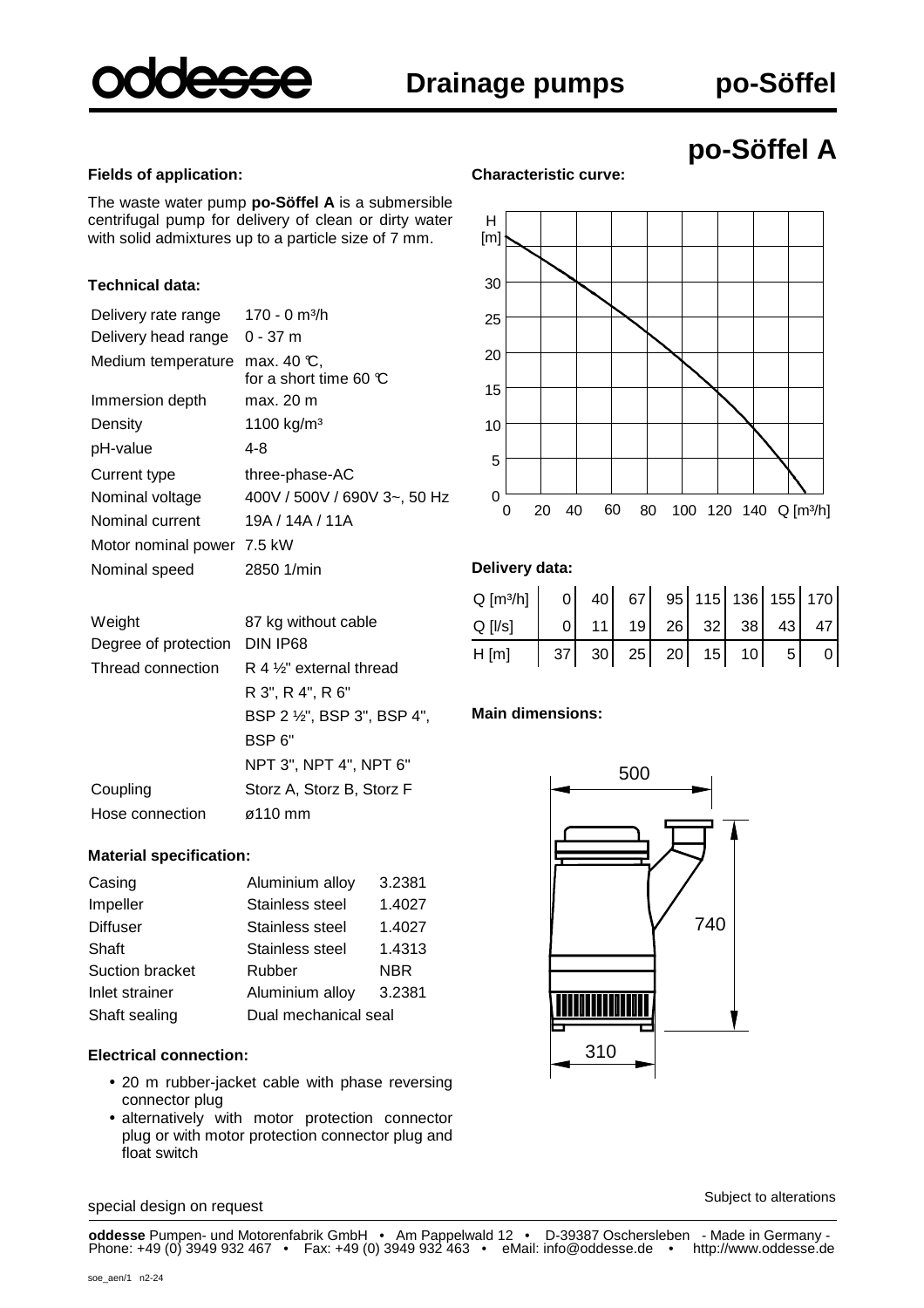# po-Söffel A

## Fields of application:

The waste water pump **po-Söffel A** is a submersible centrifugal pump for delivery of clean or dirty water with solid admixtures up to a particle size of 7 mm.

## Technical data:

| | |
|---|---|
| Delivery rate range | 170 - 0 m³/h |
| Delivery head range | 0 - 37 m |
| Medium temperature | max. 40 °C, for a short time 60 °C |
| Immersion depth | max. 20 m |
| Density | 1100 kg/m³ |
| pH-value | 4-8 |
| Current type | three-phase-AC |
| Nominal voltage | 400V / 500V / 690V 3~, 50 Hz |
| Nominal current | 19A / 14A / 11A |
| Motor nominal power | 7.5 kW |
| Nominal speed | 2850 1/min |

| | |
|---|---|
| Weight | 87 kg without cable |
| Degree of protection | DIN IP68 |
| Thread connection | R 4 ½" external thread<br>R 3", R 4", R 6"<br>BSP 2 ½", BSP 3", BSP 4", BSP 6"<br>NPT 3", NPT 4", NPT 6" |
| Coupling | Storz A, Storz B, Storz F |
| Hose connection | ø110 mm |

## Material specification:

| | | |
|---|---|---|
| Casing | Aluminium alloy | 3.2381 |
| Impeller | Stainless steel | 1.4027 |
| Diffuser | Stainless steel | 1.4027 |
| Shaft | Stainless steel | 1.4313 |
| Suction bracket | Rubber | NBR |
| Inlet strainer | Aluminium alloy | 3.2381 |
| Shaft sealing | Dual mechanical seal | |

## Electrical connection:

- 20 m rubber-jacket cable with phase reversing connector plug
- alternatively with motor protection connector plug or with motor protection connector plug and float switch

## Characteristic curve:

H [m]

0
5
10
15
20
25
30

0 20 40 60 80 100 120 140 Q [m³/h]

## Delivery data:

| Q [m³/h] | 0 | 40 | 67 | 95 | 115 | 136 | 155 | 170 |
|---|---|---|---|---|---|---|---|---|
| Q [l/s] | 0 | 11 | 19 | 26 | 32 | 38 | 43 | 47 |
| H [m] | 37 | 30 | 25 | 20 | 15 | 10 | 5 | 0 |

## Main dimensions:

500

740

310

special design on request

Subject to alterations

**oddesse** Pumpen- und Motorenfabrik GmbH • Am Pappelwald 12 • D-39387 Oschersleben - Made in Germany -
Phone: +49 (0) 3949 932 467 • Fax: +49 (0) 3949 932 463 • eMail: info@oddesse.de • http://www.oddesse.de

soe_aen/1 n2-24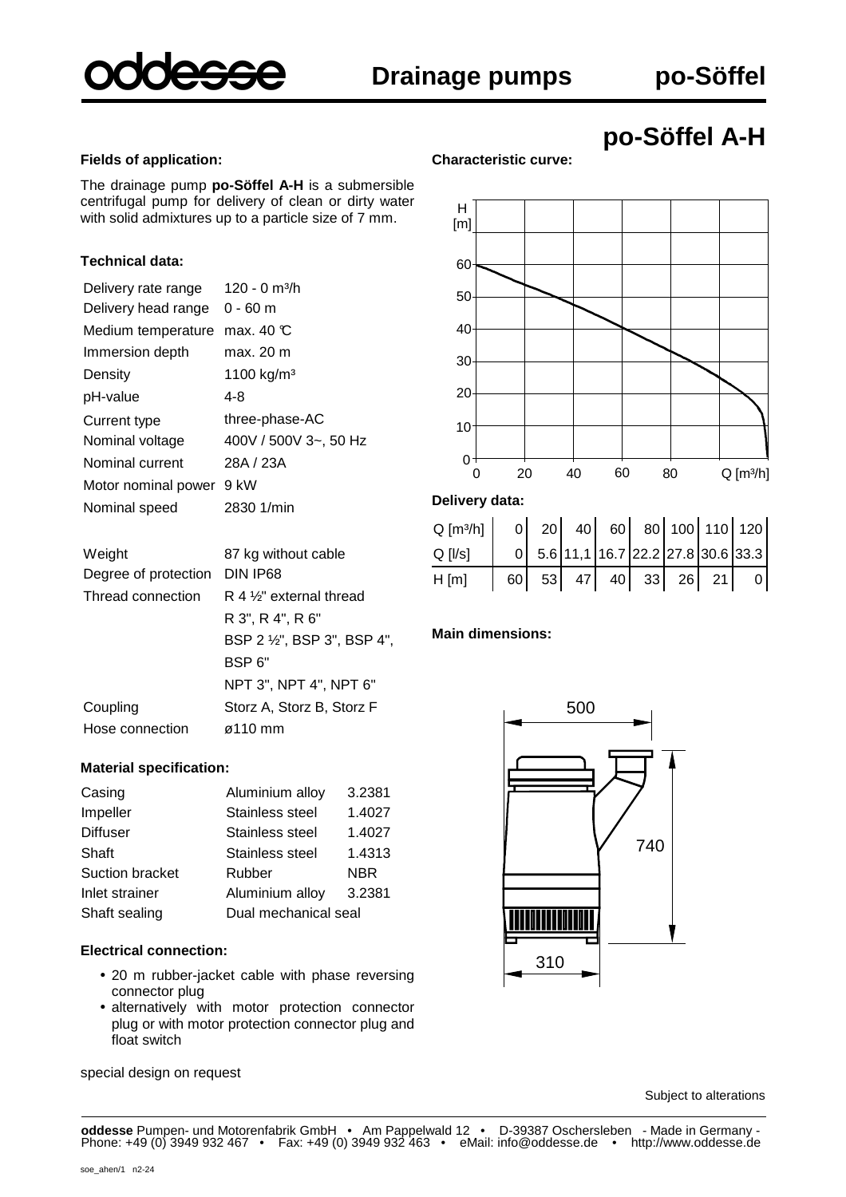# Drainage pumps — po-Söffel

## po-Söffel A-H

### Fields of application:

The drainage pump **po-Söffel A-H** is a submersible centrifugal pump for delivery of clean or dirty water with solid admixtures up to a particle size of 7 mm.

### Technical data:

| | |
|---|---|
| Delivery rate range | 120 - 0 m³/h |
| Delivery head range | 0 - 60 m |
| Medium temperature | max. 40 °C |
| Immersion depth | max. 20 m |
| Density | 1100 kg/m³ |
| pH-value | 4-8 |
| Current type | three-phase-AC |
| Nominal voltage | 400V / 500V 3~, 50 Hz |
| Nominal current | 28A / 23A |
| Motor nominal power | 9 kW |
| Nominal speed | 2830 1/min |

| | |
|---|---|
| Weight | 87 kg without cable |
| Degree of protection | DIN IP68 |
| Thread connection | R 4 ½" external thread |
| | R 3", R 4", R 6" |
| | BSP 2 ½", BSP 3", BSP 4", |
| | BSP 6" |
| | NPT 3", NPT 4", NPT 6" |
| Coupling | Storz A, Storz B, Storz F |
| Hose connection | ø110 mm |

### Material specification:

| | | |
|---|---|---|
| Casing | Aluminium alloy | 3.2381 |
| Impeller | Stainless steel | 1.4027 |
| Diffuser | Stainless steel | 1.4027 |
| Shaft | Stainless steel | 1.4313 |
| Suction bracket | Rubber | NBR |
| Inlet strainer | Aluminium alloy | 3.2381 |
| Shaft sealing | Dual mechanical seal | |

### Electrical connection:

- 20 m rubber-jacket cable with phase reversing connector plug
- alternatively with motor protection connector plug or with motor protection connector plug and float switch

special design on request

### Characteristic curve:

H [m]
0, 10, 20, 30, 40, 50, 60
0, 20, 40, 60, 80, Q [m³/h]

### Delivery data:

| Q [m³/h] | 0 | 20 | 40 | 60 | 80 | 100 | 110 | 120 |
|---|---|---|---|---|---|---|---|---|
| Q [l/s] | 0 | 5.6 | 11,1 | 16.7 | 22.2 | 27.8 | 30.6 | 33.3 |
| H [m] | 60 | 53 | 47 | 40 | 33 | 26 | 21 | 0 |

### Main dimensions:

500
740
310

Subject to alterations

**oddesse** Pumpen- und Motorenfabrik GmbH • Am Pappelwald 12 • D-39387 Oschersleben - Made in Germany - Phone: +49 (0) 3949 932 467 • Fax: +49 (0) 3949 932 463 • eMail: info@oddesse.de • http://www.oddesse.de

soe_ahen/1 n2-24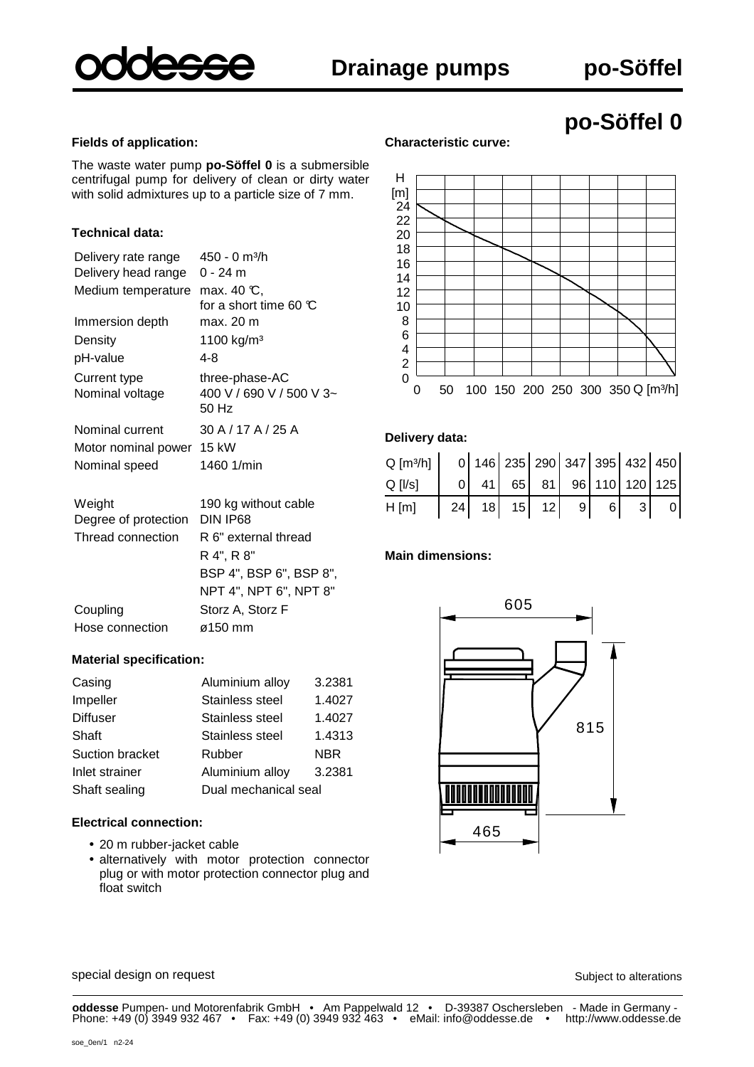# oddesse Drainage pumps po-Söffel

## po-Söffel 0

### Fields of application:

The waste water pump **po-Söffel 0** is a submersible centrifugal pump for delivery of clean or dirty water with solid admixtures up to a particle size of 7 mm.

### Technical data:

| | |
|---|---|
| Delivery rate range | 450 - 0 m³/h |
| Delivery head range | 0 - 24 m |
| Medium temperature | max. 40 °C, for a short time 60 °C |
| Immersion depth | max. 20 m |
| Density | 1100 kg/m³ |
| pH-value | 4-8 |
| Current type | three-phase-AC |
| Nominal voltage | 400 V / 690 V / 500 V 3~ 50 Hz |
| Nominal current | 30 A / 17 A / 25 A |
| Motor nominal power | 15 kW |
| Nominal speed | 1460 1/min |
| Weight | 190 kg without cable |
| Degree of protection | DIN IP68 |
| Thread connection | R 6" external thread |
| | R 4", R 8" |
| | BSP 4", BSP 6", BSP 8", |
| | NPT 4", NPT 6", NPT 8" |
| Coupling | Storz A, Storz F |
| Hose connection | ø150 mm |

### Material specification:

| | | |
|---|---|---|
| Casing | Aluminium alloy | 3.2381 |
| Impeller | Stainless steel | 1.4027 |
| Diffuser | Stainless steel | 1.4027 |
| Shaft | Stainless steel | 1.4313 |
| Suction bracket | Rubber | NBR |
| Inlet strainer | Aluminium alloy | 3.2381 |
| Shaft sealing | Dual mechanical seal | |

### Electrical connection:

- 20 m rubber-jacket cable
- alternatively with motor protection connector plug or with motor protection connector plug and float switch

### Characteristic curve:

H [m]
24 22 20 18 16 14 12 10 8 6 4 2 0
0 50 100 150 200 250 300 350 Q [m³/h]

### Delivery data:

| | | | | | | | | |
|---|---|---|---|---|---|---|---|---|
| Q [m³/h] | 0 | 146 | 235 | 290 | 347 | 395 | 432 | 450 |
| Q [l/s] | 0 | 41 | 65 | 81 | 96 | 110 | 120 | 125 |
| H [m] | 24 | 18 | 15 | 12 | 9 | 6 | 3 | 0 |

### Main dimensions:

605
815
465

special design on request

Subject to alterations

**oddesse** Pumpen- und Motorenfabrik GmbH • Am Pappelwald 12 • D-39387 Oschersleben - Made in Germany -
Phone: +49 (0) 3949 932 467 • Fax: +49 (0) 3949 932 463 • eMail: info@oddesse.de • http://www.oddesse.de

soe_0en/1 n2-24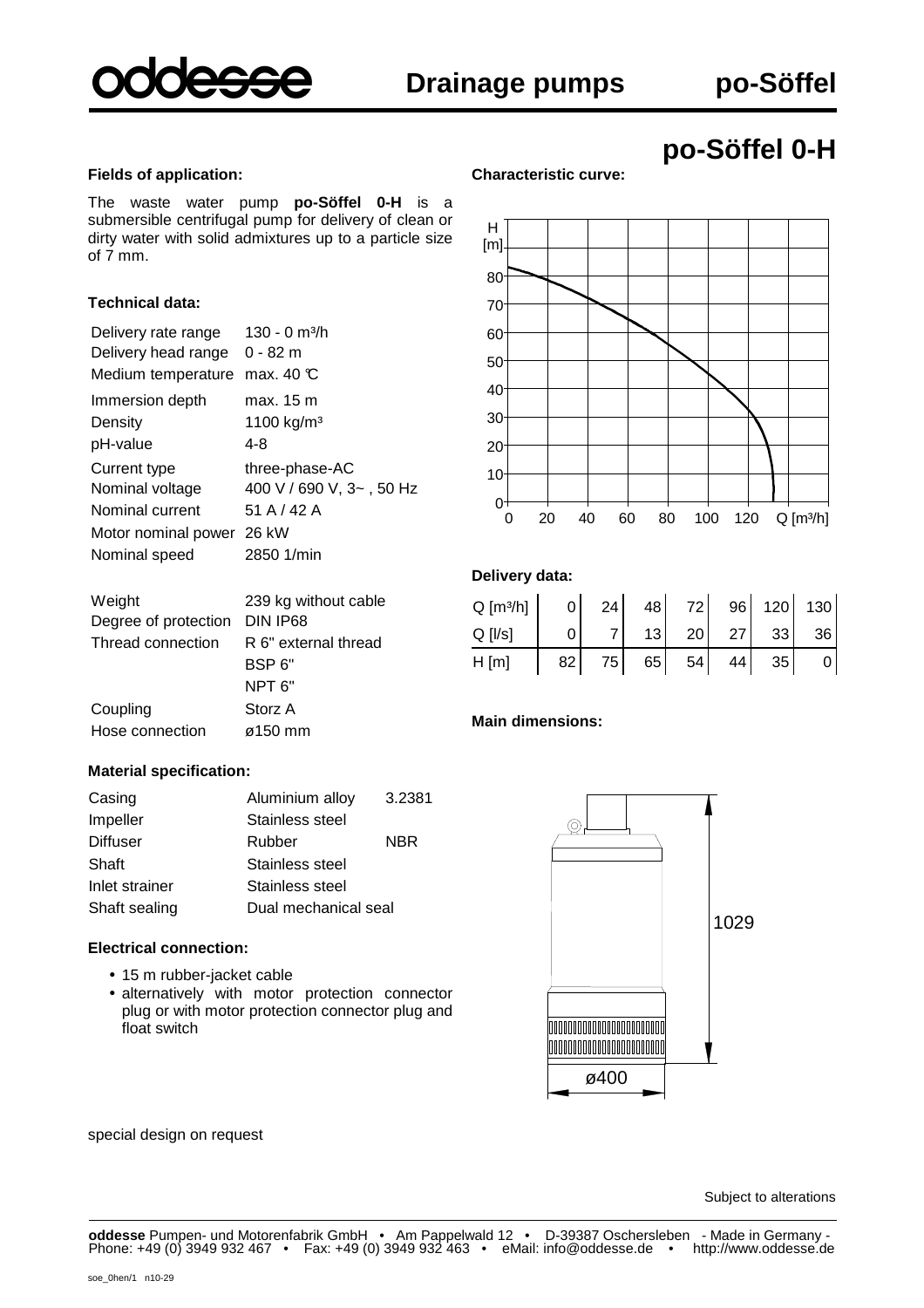# oddesse

## Drainage pumps — po-Söffel

# po-Söffel 0-H

### Fields of application:

The waste water pump **po-Söffel 0-H** is a submersible centrifugal pump for delivery of clean or dirty water with solid admixtures up to a particle size of 7 mm.

### Technical data:

| | |
|---|---|
| Delivery rate range | 130 - 0 m³/h |
| Delivery head range | 0 - 82 m |
| Medium temperature | max. 40 °C |
| Immersion depth | max. 15 m |
| Density | 1100 kg/m³ |
| pH-value | 4-8 |
| Current type | three-phase-AC |
| Nominal voltage | 400 V / 690 V, 3~ , 50 Hz |
| Nominal current | 51 A / 42 A |
| Motor nominal power | 26 kW |
| Nominal speed | 2850 1/min |
| Weight | 239 kg without cable |
| Degree of protection | DIN IP68 |
| Thread connection | R 6" external thread |
| | BSP 6" |
| | NPT 6" |
| Coupling | Storz A |
| Hose connection | ø150 mm |

### Material specification:

| | | |
|---|---|---|
| Casing | Aluminium alloy | 3.2381 |
| Impeller | Stainless steel | |
| Diffuser | Rubber | NBR |
| Shaft | Stainless steel | |
| Inlet strainer | Stainless steel | |
| Shaft sealing | Dual mechanical seal | |

### Electrical connection:

- 15 m rubber-jacket cable
- alternatively with motor protection connector plug or with motor protection connector plug and float switch

special design on request

### Characteristic curve:

H [m]
80
70
60
50
40
30
20
10
0
0 20 40 60 80 100 120 Q [m³/h]

### Delivery data:

| Q [m³/h] | 0 | 24 | 48 | 72 | 96 | 120 | 130 |
|---|---|---|---|---|---|---|---|
| Q [l/s] | 0 | 7 | 13 | 20 | 27 | 33 | 36 |
| H [m] | 82 | 75 | 65 | 54 | 44 | 35 | 0 |

### Main dimensions:

1029
ø400

Subject to alterations

**oddesse** Pumpen- und Motorenfabrik GmbH • Am Pappelwald 12 • D-39387 Oschersleben - Made in Germany -
Phone: +49 (0) 3949 932 467 • Fax: +49 (0) 3949 932 463 • eMail: info@oddesse.de • http://www.oddesse.de

soe_0hen/1 n10-29